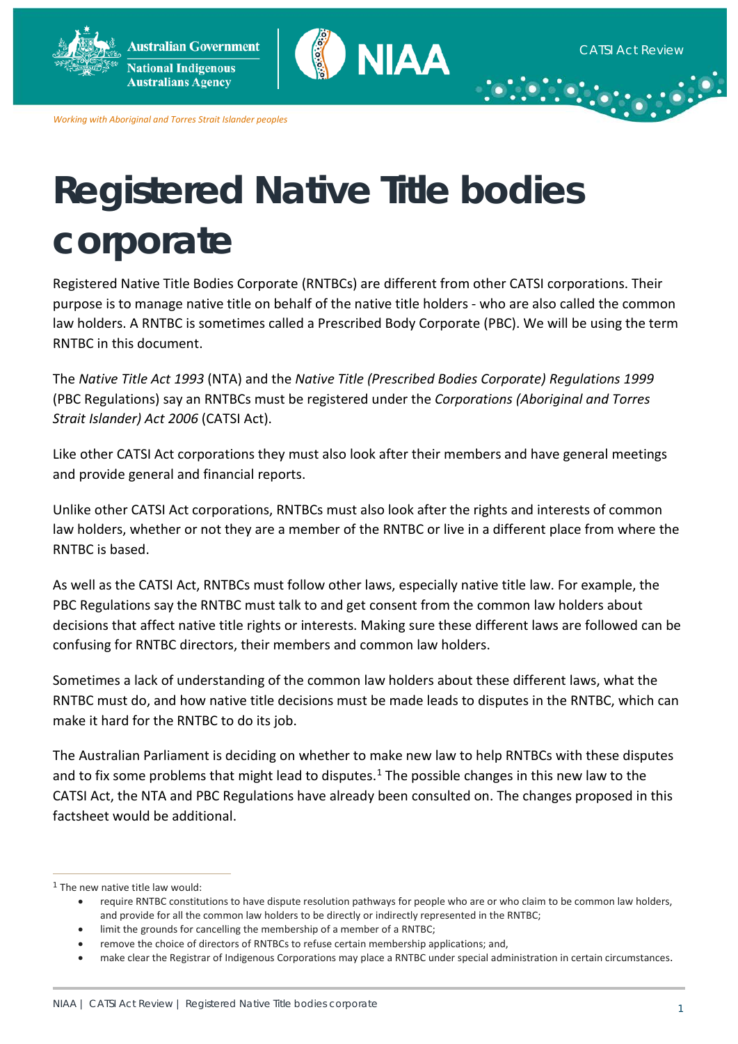# Registered Native Title bodies corporate

Registered Native Title Bodies Corporate (RNTBCs) are different from other CATSI corporations. Their purpose is to manage native title on behalf of the native title holders - who are also called the common law holders. A RNTBC is sometimes called a Prescribed Body Corporate (PBC). We will be using the term RNTBC in this document.

The *Native Title Act 1993* (NTA) and the *Native Title (Prescribed Bodies Corporate) Regulations 1999* (PBC Regulations) say an RNTBCs must be registered under the *Corporations (Aboriginal and Torres Strait Islander) Act 2006* (CATSI Act).

Like other CATSI Act corporations they must also look after their members and have general meetings and provide general and financial reports.

Unlike other CATSI Act corporations, RNTBCs must also look after the rights and interests of common law holders, whether or not they are a member of the RNTBC or live in a different place from where the RNTBC is based.

As well as the CATSI Act, RNTBCs must follow other laws, especially native title law. For example, the PBC Regulations say the RNTBC must talk to and get consent from the common law holders about decisions that affect native title rights or interests. Making sure these different laws are followed can be confusing for RNTBC directors, their members and common law holders.

Sometimes a lack of understanding of the common law holders about these different laws, what the RNTBC must do, and how native title decisions must be made leads to disputes in the RNTBC, which can make it hard for the RNTBC to do its job.

The Australian Parliament is deciding on whether to make new law to help RNTBCs with these disputes and to fix some problems that might lead to disputes.[1] The possible changes in this new law to the CATSI Act, the NTA and PBC Regulations have already been consulted on. The changes proposed in this factsheet would be additional.

---

[1] The new native title law would:

- require RNTBC constitutions to have dispute resolution pathways for people who are or who claim to be common law holders, and provide for all the common law holders to be directly or indirectly represented in the RNTBC;
- limit the grounds for cancelling the membership of a member of a RNTBC;
- remove the choice of directors of RNTBCs to refuse certain membership applications; and,
- make clear the Registrar of Indigenous Corporations may place a RNTBC under special administration in certain circumstances.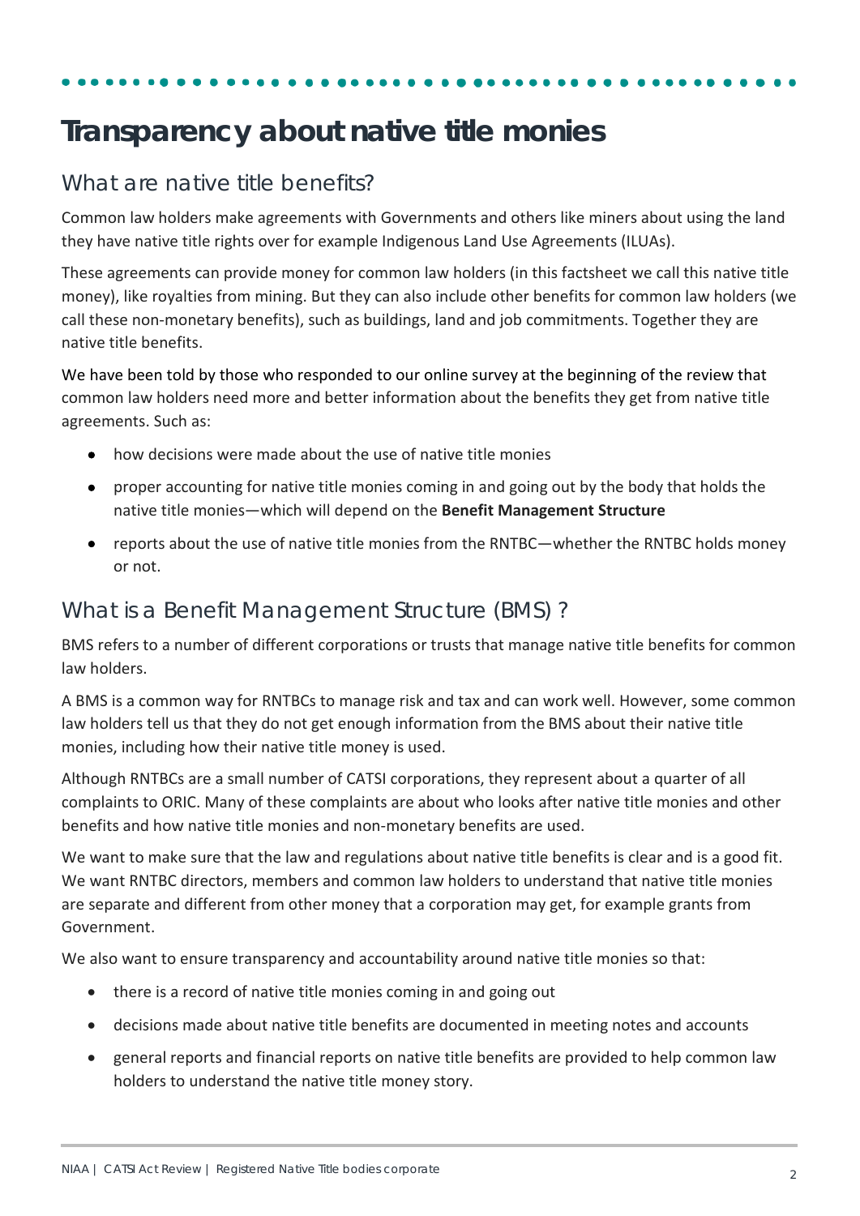# Transparency about native title monies

## What are native title benefits?

Common law holders make agreements with Governments and others like miners about using the land they have native title rights over for example Indigenous Land Use Agreements (ILUAs).

These agreements can provide money for common law holders (in this factsheet we call this native title money), like royalties from mining. But they can also include other benefits for common law holders (we call these non-monetary benefits), such as buildings, land and job commitments. Together they are native title benefits.

We have been told by those who responded to our online survey at the beginning of the review that common law holders need more and better information about the benefits they get from native title agreements. Such as:

- how decisions were made about the use of native title monies
- proper accounting for native title monies coming in and going out by the body that holds the native title monies—which will depend on the **Benefit Management Structure**
- reports about the use of native title monies from the RNTBC—whether the RNTBC holds money or not.

## What is a Benefit Management Structure (BMS) ?

BMS refers to a number of different corporations or trusts that manage native title benefits for common law holders.

A BMS is a common way for RNTBCs to manage risk and tax and can work well. However, some common law holders tell us that they do not get enough information from the BMS about their native title monies, including how their native title money is used.

Although RNTBCs are a small number of CATSI corporations, they represent about a quarter of all complaints to ORIC. Many of these complaints are about who looks after native title monies and other benefits and how native title monies and non-monetary benefits are used.

We want to make sure that the law and regulations about native title benefits is clear and is a good fit. We want RNTBC directors, members and common law holders to understand that native title monies are separate and different from other money that a corporation may get, for example grants from Government.

We also want to ensure transparency and accountability around native title monies so that:

- there is a record of native title monies coming in and going out
- decisions made about native title benefits are documented in meeting notes and accounts
- general reports and financial reports on native title benefits are provided to help common law holders to understand the native title money story.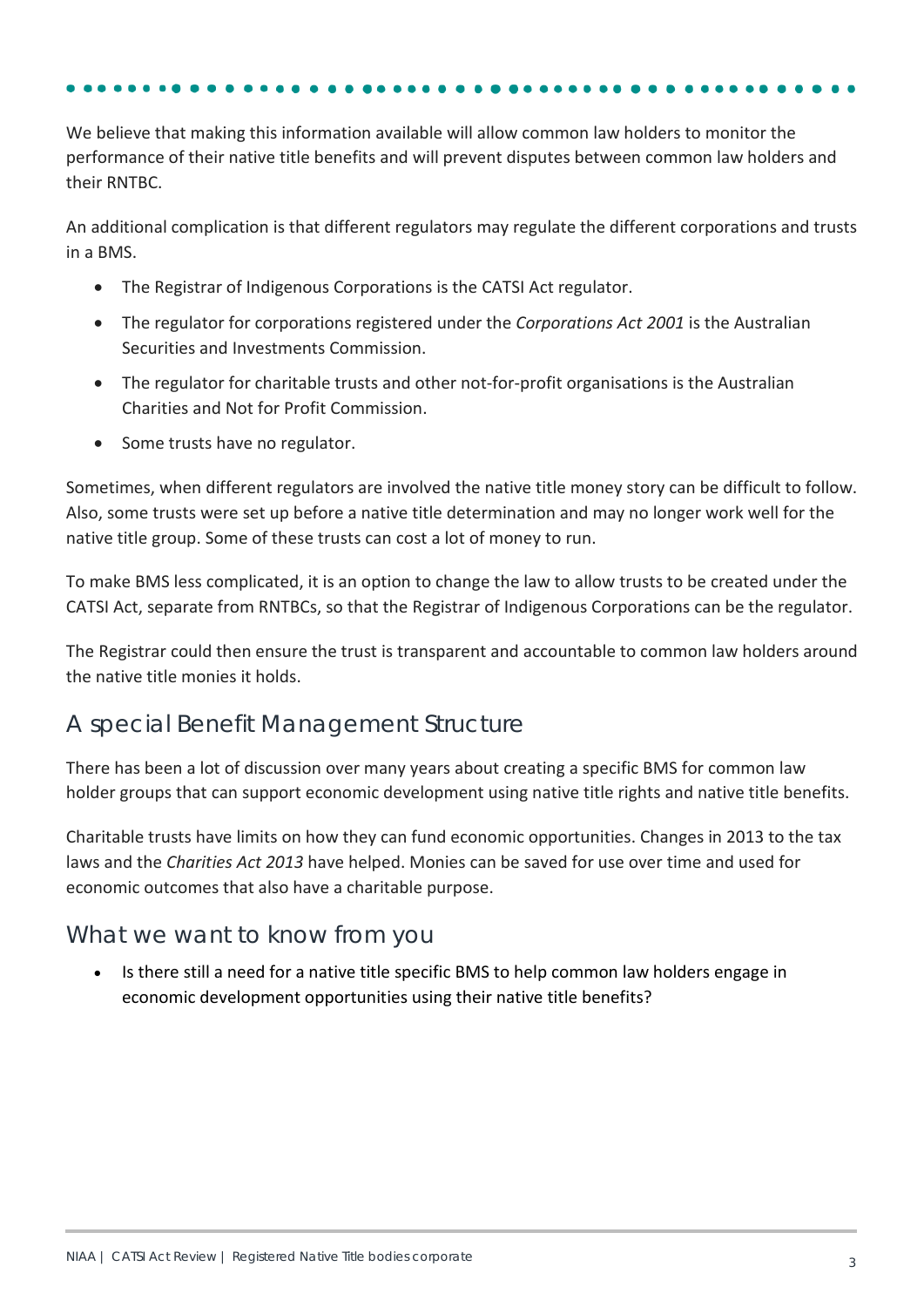We believe that making this information available will allow common law holders to monitor the performance of their native title benefits and will prevent disputes between common law holders and their RNTBC.

An additional complication is that different regulators may regulate the different corporations and trusts in a BMS.

- The Registrar of Indigenous Corporations is the CATSI Act regulator.
- The regulator for corporations registered under the *Corporations Act 2001* is the Australian Securities and Investments Commission.
- The regulator for charitable trusts and other not-for-profit organisations is the Australian Charities and Not for Profit Commission.
- Some trusts have no regulator.

Sometimes, when different regulators are involved the native title money story can be difficult to follow. Also, some trusts were set up before a native title determination and may no longer work well for the native title group. Some of these trusts can cost a lot of money to run.

To make BMS less complicated, it is an option to change the law to allow trusts to be created under the CATSI Act, separate from RNTBCs, so that the Registrar of Indigenous Corporations can be the regulator.

The Registrar could then ensure the trust is transparent and accountable to common law holders around the native title monies it holds.

## A special Benefit Management Structure

There has been a lot of discussion over many years about creating a specific BMS for common law holder groups that can support economic development using native title rights and native title benefits.

Charitable trusts have limits on how they can fund economic opportunities. Changes in 2013 to the tax laws and the *Charities Act 2013* have helped. Monies can be saved for use over time and used for economic outcomes that also have a charitable purpose.

## What we want to know from you

- Is there still a need for a native title specific BMS to help common law holders engage in economic development opportunities using their native title benefits?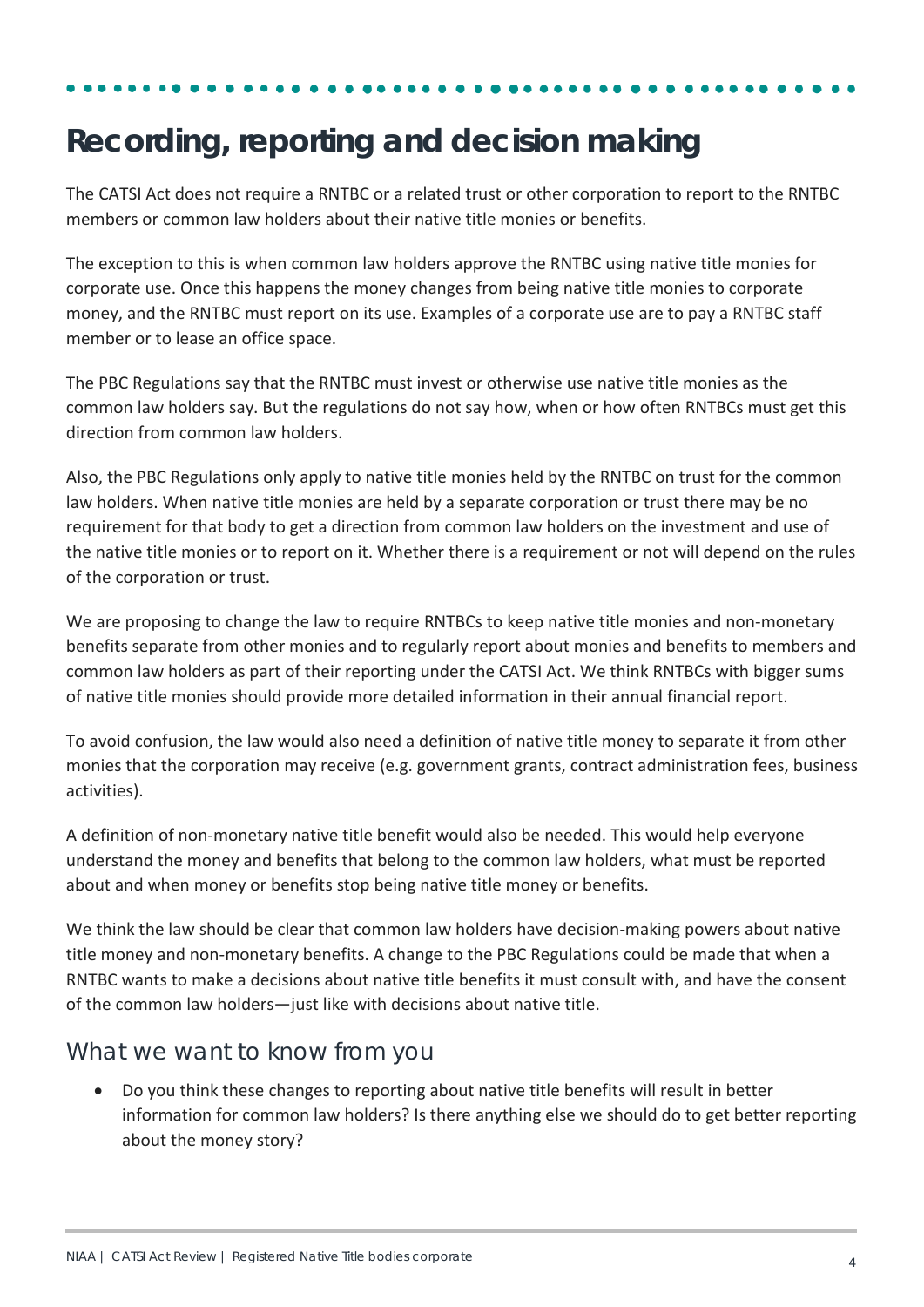# Recording, reporting and decision making

The CATSI Act does not require a RNTBC or a related trust or other corporation to report to the RNTBC members or common law holders about their native title monies or benefits.

The exception to this is when common law holders approve the RNTBC using native title monies for corporate use. Once this happens the money changes from being native title monies to corporate money, and the RNTBC must report on its use. Examples of a corporate use are to pay a RNTBC staff member or to lease an office space.

The PBC Regulations say that the RNTBC must invest or otherwise use native title monies as the common law holders say. But the regulations do not say how, when or how often RNTBCs must get this direction from common law holders.

Also, the PBC Regulations only apply to native title monies held by the RNTBC on trust for the common law holders. When native title monies are held by a separate corporation or trust there may be no requirement for that body to get a direction from common law holders on the investment and use of the native title monies or to report on it. Whether there is a requirement or not will depend on the rules of the corporation or trust.

We are proposing to change the law to require RNTBCs to keep native title monies and non-monetary benefits separate from other monies and to regularly report about monies and benefits to members and common law holders as part of their reporting under the CATSI Act. We think RNTBCs with bigger sums of native title monies should provide more detailed information in their annual financial report.

To avoid confusion, the law would also need a definition of native title money to separate it from other monies that the corporation may receive (e.g. government grants, contract administration fees, business activities).

A definition of non-monetary native title benefit would also be needed. This would help everyone understand the money and benefits that belong to the common law holders, what must be reported about and when money or benefits stop being native title money or benefits.

We think the law should be clear that common law holders have decision-making powers about native title money and non-monetary benefits. A change to the PBC Regulations could be made that when a RNTBC wants to make a decisions about native title benefits it must consult with, and have the consent of the common law holders—just like with decisions about native title.

## What we want to know from you

- Do you think these changes to reporting about native title benefits will result in better information for common law holders? Is there anything else we should do to get better reporting about the money story?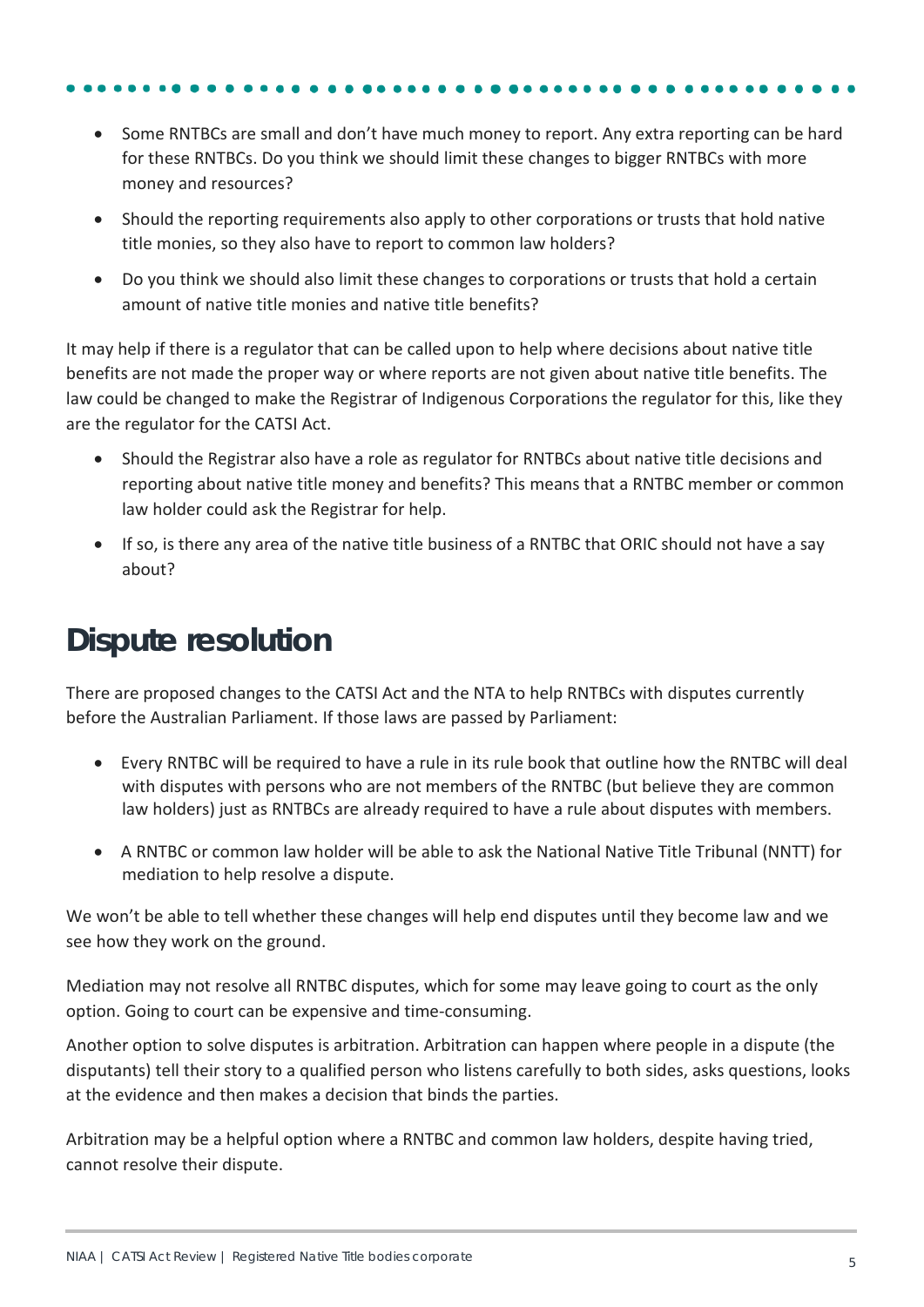- Some RNTBCs are small and don't have much money to report. Any extra reporting can be hard for these RNTBCs. Do you think we should limit these changes to bigger RNTBCs with more money and resources?
- Should the reporting requirements also apply to other corporations or trusts that hold native title monies, so they also have to report to common law holders?
- Do you think we should also limit these changes to corporations or trusts that hold a certain amount of native title monies and native title benefits?

It may help if there is a regulator that can be called upon to help where decisions about native title benefits are not made the proper way or where reports are not given about native title benefits. The law could be changed to make the Registrar of Indigenous Corporations the regulator for this, like they are the regulator for the CATSI Act.

- Should the Registrar also have a role as regulator for RNTBCs about native title decisions and reporting about native title money and benefits? This means that a RNTBC member or common law holder could ask the Registrar for help.
- If so, is there any area of the native title business of a RNTBC that ORIC should not have a say about?

## Dispute resolution

There are proposed changes to the CATSI Act and the NTA to help RNTBCs with disputes currently before the Australian Parliament. If those laws are passed by Parliament:

- Every RNTBC will be required to have a rule in its rule book that outline how the RNTBC will deal with disputes with persons who are not members of the RNTBC (but believe they are common law holders) just as RNTBCs are already required to have a rule about disputes with members.
- A RNTBC or common law holder will be able to ask the National Native Title Tribunal (NNTT) for mediation to help resolve a dispute.

We won't be able to tell whether these changes will help end disputes until they become law and we see how they work on the ground.

Mediation may not resolve all RNTBC disputes, which for some may leave going to court as the only option. Going to court can be expensive and time-consuming.

Another option to solve disputes is arbitration. Arbitration can happen where people in a dispute (the disputants) tell their story to a qualified person who listens carefully to both sides, asks questions, looks at the evidence and then makes a decision that binds the parties.

Arbitration may be a helpful option where a RNTBC and common law holders, despite having tried, cannot resolve their dispute.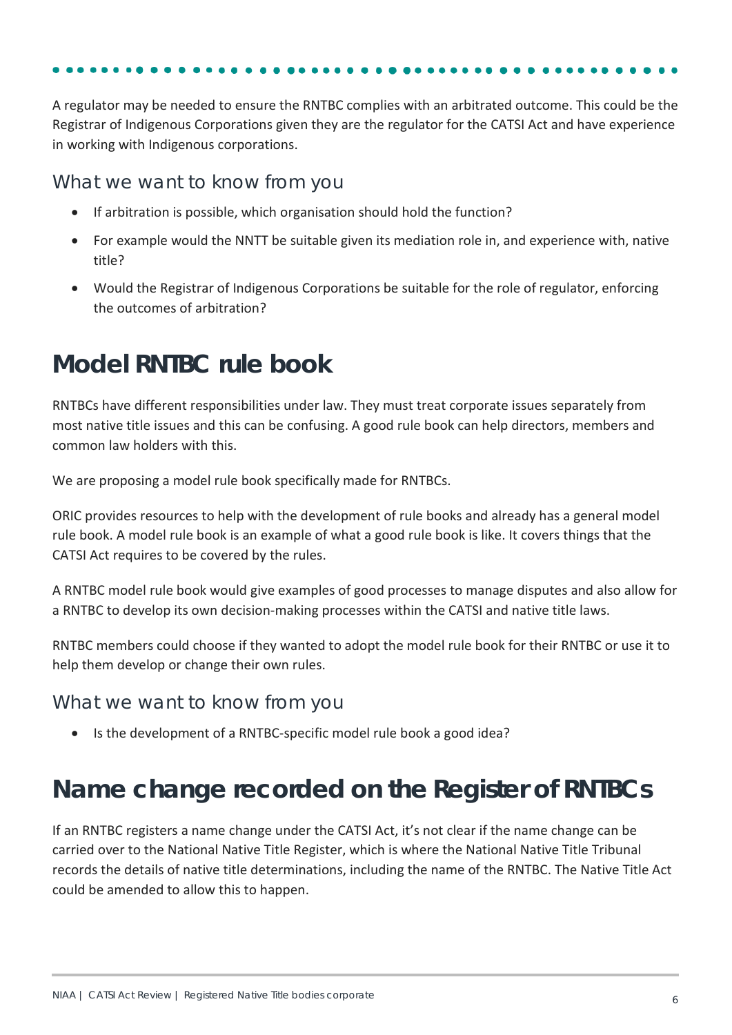A regulator may be needed to ensure the RNTBC complies with an arbitrated outcome. This could be the Registrar of Indigenous Corporations given they are the regulator for the CATSI Act and have experience in working with Indigenous corporations.

### What we want to know from you

- If arbitration is possible, which organisation should hold the function?
- For example would the NNTT be suitable given its mediation role in, and experience with, native title?
- Would the Registrar of Indigenous Corporations be suitable for the role of regulator, enforcing the outcomes of arbitration?

## Model RNTBC rule book

RNTBCs have different responsibilities under law. They must treat corporate issues separately from most native title issues and this can be confusing. A good rule book can help directors, members and common law holders with this.

We are proposing a model rule book specifically made for RNTBCs.

ORIC provides resources to help with the development of rule books and already has a general model rule book. A model rule book is an example of what a good rule book is like. It covers things that the CATSI Act requires to be covered by the rules.

A RNTBC model rule book would give examples of good processes to manage disputes and also allow for a RNTBC to develop its own decision-making processes within the CATSI and native title laws.

RNTBC members could choose if they wanted to adopt the model rule book for their RNTBC or use it to help them develop or change their own rules.

### What we want to know from you

- Is the development of a RNTBC-specific model rule book a good idea?

## Name change recorded on the Register of RNTBCs

If an RNTBC registers a name change under the CATSI Act, it's not clear if the name change can be carried over to the National Native Title Register, which is where the National Native Title Tribunal records the details of native title determinations, including the name of the RNTBC. The Native Title Act could be amended to allow this to happen.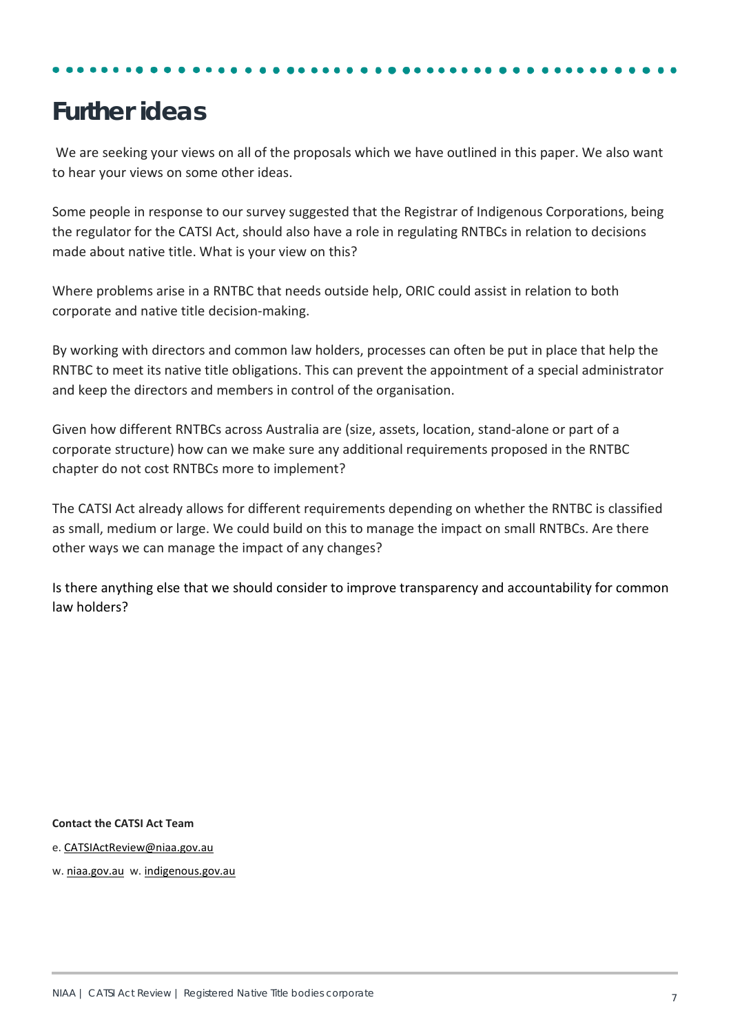# Further ideas

We are seeking your views on all of the proposals which we have outlined in this paper. We also want to hear your views on some other ideas.

Some people in response to our survey suggested that the Registrar of Indigenous Corporations, being the regulator for the CATSI Act, should also have a role in regulating RNTBCs in relation to decisions made about native title. What is your view on this?

Where problems arise in a RNTBC that needs outside help, ORIC could assist in relation to both corporate and native title decision-making.

By working with directors and common law holders, processes can often be put in place that help the RNTBC to meet its native title obligations. This can prevent the appointment of a special administrator and keep the directors and members in control of the organisation.

Given how different RNTBCs across Australia are (size, assets, location, stand-alone or part of a corporate structure) how can we make sure any additional requirements proposed in the RNTBC chapter do not cost RNTBCs more to implement?

The CATSI Act already allows for different requirements depending on whether the RNTBC is classified as small, medium or large. We could build on this to manage the impact on small RNTBCs. Are there other ways we can manage the impact of any changes?

Is there anything else that we should consider to improve transparency and accountability for common law holders?

**Contact the CATSI Act Team**

e. CATSIActReview@niaa.gov.au

w. niaa.gov.au w. indigenous.gov.au